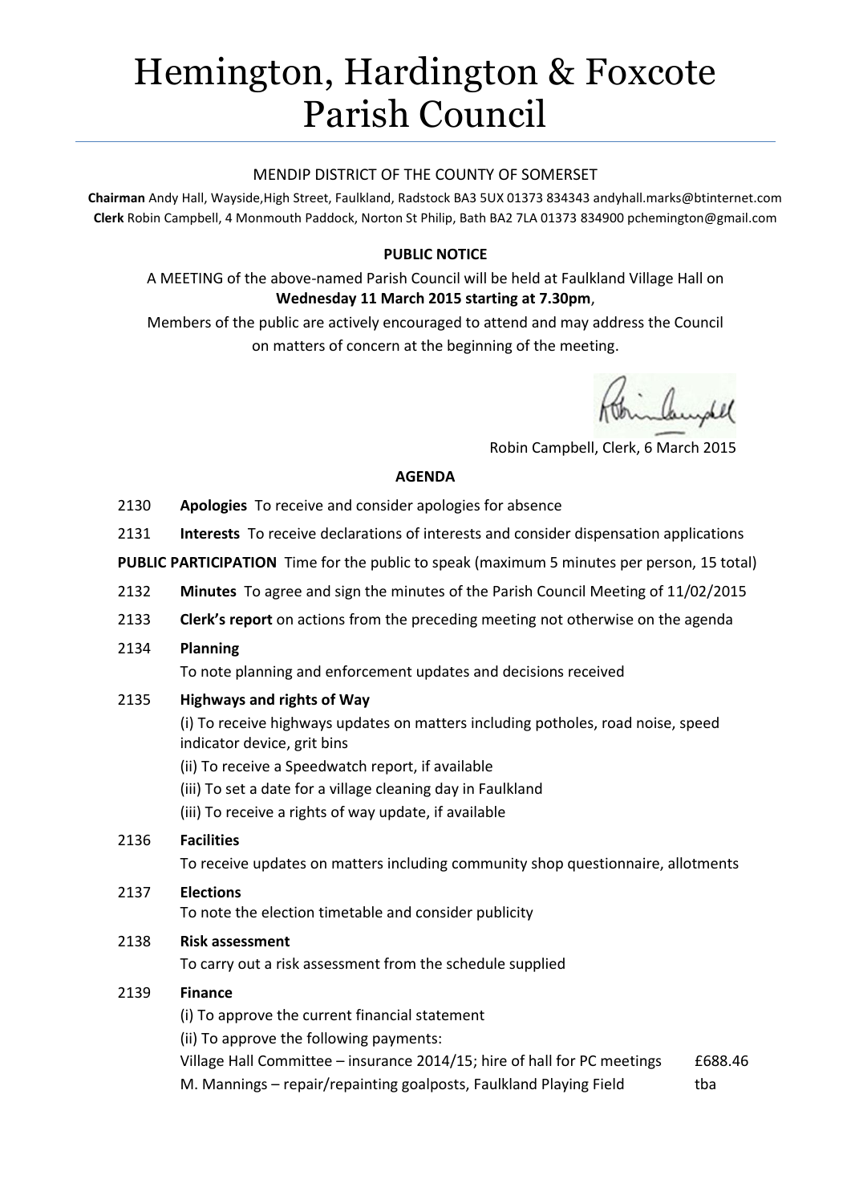# Hemington, Hardington & Foxcote Parish Council

MENDIP DISTRICT OF THE COUNTY OF SOMERSET

**Chairman** Andy Hall, Wayside,High Street, Faulkland, Radstock BA3 5UX 01373 834343 andyhall.marks@btinternet.com
**Clerk** Robin Campbell, 4 Monmouth Paddock, Norton St Philip, Bath BA2 7LA 01373 834900 pchemington@gmail.com

**PUBLIC NOTICE**

A MEETING of the above-named Parish Council will be held at Faulkland Village Hall on **Wednesday 11 March 2015 starting at 7.30pm**,

Members of the public are actively encouraged to attend and may address the Council on matters of concern at the beginning of the meeting.

Robin Campbell, Clerk, 6 March 2015

**AGENDA**

2130 **Apologies** To receive and consider apologies for absence

2131 **Interests** To receive declarations of interests and consider dispensation applications

**PUBLIC PARTICIPATION** Time for the public to speak (maximum 5 minutes per person, 15 total)

2132 **Minutes** To agree and sign the minutes of the Parish Council Meeting of 11/02/2015

2133 **Clerk's report** on actions from the preceding meeting not otherwise on the agenda

2134 **Planning**
To note planning and enforcement updates and decisions received

2135 **Highways and rights of Way**
(i) To receive highways updates on matters including potholes, road noise, speed indicator device, grit bins
(ii) To receive a Speedwatch report, if available
(iii) To set a date for a village cleaning day in Faulkland
(iii) To receive a rights of way update, if available

2136 **Facilities**
To receive updates on matters including community shop questionnaire, allotments

2137 **Elections**
To note the election timetable and consider publicity

2138 **Risk assessment**
To carry out a risk assessment from the schedule supplied

2139 **Finance**
(i) To approve the current financial statement
(ii) To approve the following payments:

| | |
|---|---|
| Village Hall Committee – insurance 2014/15; hire of hall for PC meetings | £688.46 |
| M. Mannings – repair/repainting goalposts, Faulkland Playing Field | tba |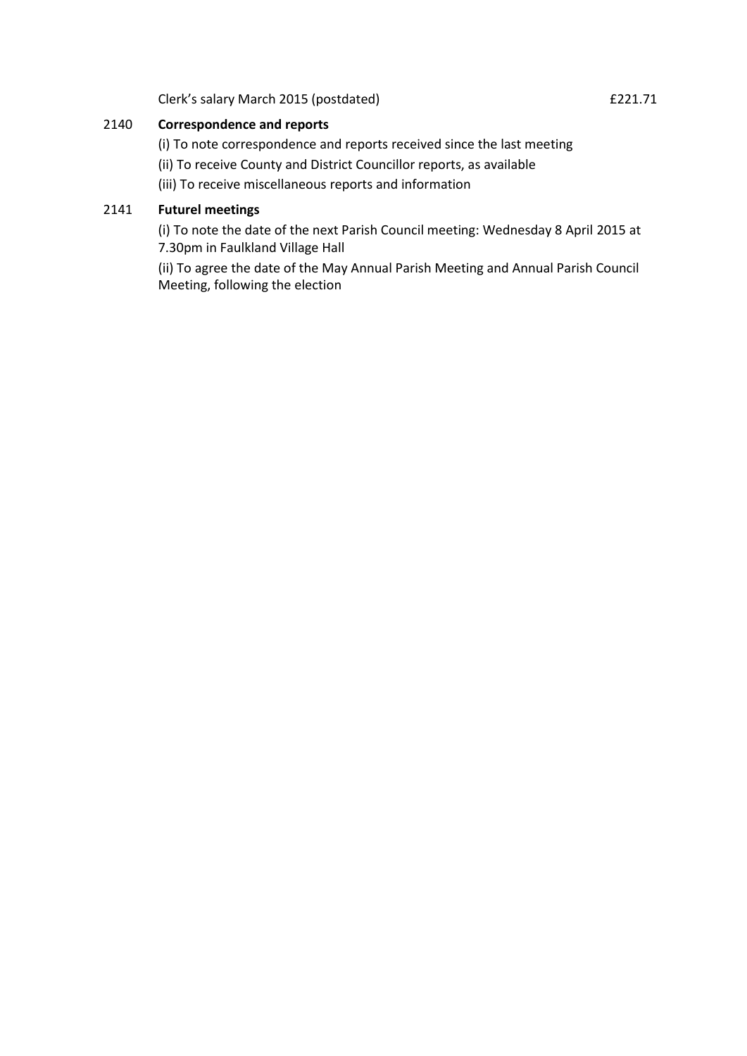Clerk's salary March 2015 (postdated) £221.71

**2140 Correspondence and reports**

(i) To note correspondence and reports received since the last meeting

(ii) To receive County and District Councillor reports, as available

(iii) To receive miscellaneous reports and information

**2141 Futurel meetings**

(i) To note the date of the next Parish Council meeting: Wednesday 8 April 2015 at 7.30pm in Faulkland Village Hall

(ii) To agree the date of the May Annual Parish Meeting and Annual Parish Council Meeting, following the election